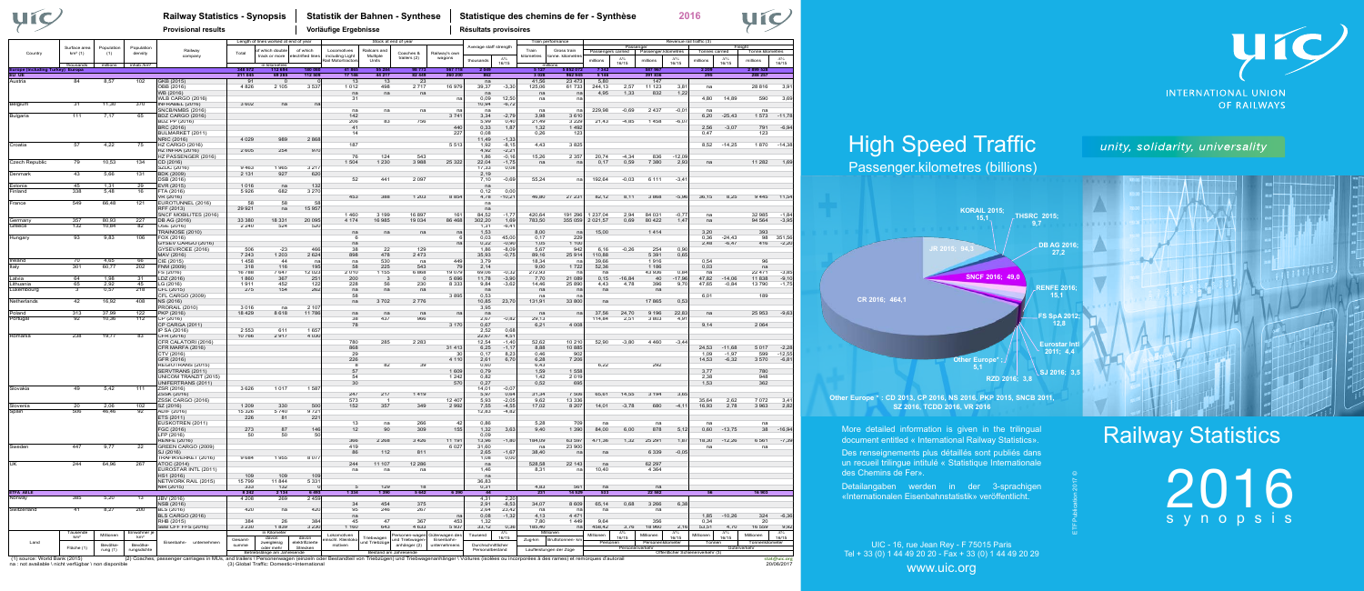# Railway Statistics - Synopsis | Statistik der Bahnen - Synthese | Statistique des chemins de fer - Synthèse — 2016

**Provisional results | Vorläufige Ergebnisse | Résultats provisoires**

| Country | Surface area km² (1) | Population (1) | Population density | Railway company | Length of lines worked at end of year: Total | of which double track or more | of which electrified lines | Stock at end of year: Locomotives | Railcars and Multiple Units | Coaches & trailers (2) | Railway's own wagons | Average staff: thousands | Δ% 16/15 | Train performance: Train kilometres | Gross train tonne-kilometres | Passengers carried: millions | Δ% 16/15 | Passenger-km: millions | Δ% 16/15 | Tonnes carried: millions | Δ% 16/15 | Tonne-kilometres: millions | Δ% 16/15 |
|---|---|---|---|---|---|---|---|---|---|---|---|---|---|---|---|---|---|---|---|---|---|---|---|
| | thousands | millions | inhab./km² | | in kilometres | | | | | | | | | millions | | | | | | | | | |
| **Europe (including Turkey): Europe** | | | | | 248 573 | 113 633 | 100 866 | 41 860 | 65 390 | 96 775 | 567 710 | 2 695 | | 5 107 | 8 674 073 | 7 344 | | 597 967 | | 2 260 | | 2 086 526 | |
| **EU 28** | | | | | 211 645 | 89 245 | 112 669 | 17 146 | 44 217 | 82 409 | 280 290 | 902 | | 3 628 | 962 945 | 6 166 | | 391 635 | | 296 | | 266 287 | |
| Austria | 84 | 8,57 | 102 | GKB (2015) | 91 | 0 | 0 | 13 | 13 | 23 | | na | | 41,56 | 23 473 | 5,80 | | 147 | | | | | |
| | | | | ÖBB (2016) | 4 826 | 2 105 | 3 537 | 1 012 | 498 | 2 717 | 16 979 | 39,37 | -3,30 | 125,06 | 61 733 | 244,13 | 2,57 | 11 123 | 3,81 | na | | 28 816 | 3,91 |
| | | | | WB (2016) | | | | | | | | na | | na | na | 4,95 | 1,33 | 832 | 1,22 | | | | |
| | | | | WLB CARGO (2016) | | | | 31 | | | | 0,09 | 12,50 | na | na | | | | | 4,80 | 14,89 | 590 | 3,69 |
| Belgium | 31 | 11,30 | 370 | INFRABEL (2016) | 3 602 | na | na | | | | | 10,94 | -6,72 | | | | | | | | | | |
| | | | | SNCB/NMBS (2016) | | | | na | na | na | | na | | na | na | 229,98 | -0,69 | 2 437 | -0,01 | na | | na | |
| Bulgaria | 111 | 7,17 | 65 | BDZ CARGO (2016) | | | | 142 | | | 3 741 | 3,34 | -2,79 | 3,98 | 3 610 | | | | | 6,20 | -25,43 | 1 573 | -11,78 |
| | | | | BDZ PP (2016) | | | | 206 | 83 | 756 | | 3,99 | 0,60 | 21,49 | 2 428 | 21,43 | -4,85 | 1 458 | -6,07 | | | | |
| | | | | BRC (2016) | | | | 41 | | | 440 | 0,33 | 1,87 | 1,32 | 1 492 | | | | | 2,56 | -3,07 | 791 | -8,94 |
| | | | | BULMARKET (2011) | | | | 14 | | | 227 | 0,08 | | 0,26 | 123 | | | | | 0,47 | | 123 | |
| | | | | NRIC (2016) | 4 029 | 989 | 2 868 | | | | | 11,49 | -1,33 | | | | | | | | | | |
| Croatia | 57 | 4,22 | 75 | HZ CARGO (2016) | | | | 187 | | | 5 513 | 1,92 | -8,15 | 4,43 | 3 825 | | | | | 8,52 | -14,25 | 1 870 | -14,38 |
| | | | | HZ INFRA (2016) | 2 605 | 254 | 970 | | | | | 4,92 | -2,21 | | | | | | | | | | |
| | | | | HZ PASSENGER (2016) | | | | 76 | 124 | 543 | | 1,86 | -0,16 | 15,26 | 2 357 | 20,74 | -4,34 | 836 | -12,09 | | | | |
| Czech Republic | 79 | 10,53 | 134 | CD (2016) | | | | 1 504 | 1 230 | 3 868 | 25 322 | 22,04 | -1,75 | na | na | 0,17 | 0,59 | 7 380 | 2,93 | na | | 11 282 | 1,69 |
| | | | | SZDC (2016) | 9 463 | 1 965 | 3 217 | | | | | 17,33 | 0,08 | | | | | | | | | | |
| Denmark | 43 | 5,66 | 131 | BDK (2009) | 2 131 | 927 | 620 | | | | | 2,19 | | | | | | | | | | | |
| | | | | DSB (2016) | | | | 52 | 441 | 2 097 | | 7,10 | -0,69 | 55,24 | na | 192,64 | -0,03 | 6 111 | -3,41 | | | | |
| Estonia | 45 | 1,31 | 29 | EVR (2015) | 1 016 | na | 132 | | | | | na | | | | | | | | | | | |
| Finland | 338 | 5,48 | 16 | FTA (2016) | 5 926 | 682 | 3 270 | | | | | 0,52 | 0,00 | | | | | | | | | | |
| | | | | VR (2016) | | | | 453 | 388 | 1 203 | 8 854 | 8,78 | -10,21 | 46,80 | 27 231 | 82,12 | 8,11 | 3 868 | -5,96 | 36,15 | 6,25 | 9 445 | 11,54 |
| France | 549 | 66,48 | 121 | EUROTUNNEL (2016) | 58 | 58 | 58 | | | | | na | | | | | | | | | | | |
| | | | | RFF (2013) | 29 921 | na | 15 957 | | | | | na | | | | | | | | | | | |
| | | | | SNCF MOBILITES (2016) | | | | 1 460 | 3 199 | 16 897 | 161 | 84,52 | -1,77 | 420,64 | 191 296 | 1 237,04 | 2,94 | 84 031 | -0,77 | na | | 32 985 | -1,64 |
| Germany | 357 | 80,50 | 227 | DB AG (2016) | 33 380 | 18 331 | 20 095 | 4 174 | 16 985 | 19 034 | 86 468 | 302,20 | 1,69 | 783,50 | 355 059 | 2 021,57 | 0,69 | 80 422 | 1,47 | na | | 94 564 | -3,95 |
| Greece | 132 | 10,84 | 82 | OSE (2016) | 2 240 | 524 | 520 | | | | | 1,31 | -6,41 | | | | | | | | | | |
| | | | | TRAINOSE (2010) | | | | na | na | na | na | 1,53 | | 8,00 | na | 15,00 | | 1 414 | | 3,20 | | 393 | |
| Hungary | 93 | 9,83 | 106 | FOX (2016) | | | | 6 | | | 0 | 0,03 | 45,00 | 0,17 | 229 | | | | | 0,36 | -24,43 | 98 | 351,56 |
| | | | | GYSEV CARGO (2016) | | | | na | | | na | 0,22 | -0,90 | 1,05 | 1 100 | | | | | 2,48 | -6,47 | 416 | -2,20 |
| | | | | GYSEV/ROEE (2016) | 506 | -23 | 466 | 38 | 22 | 129 | | 1,86 | -8,09 | 5,87 | 942 | 6,16 | -0,26 | 254 | 0,90 | | | | |
| | | | | MAV (2016) | 7 243 | 1 203 | 2 624 | 898 | 478 | 2 473 | | 35,92 | -0,75 | 89,16 | 25 914 | 110,88 | | 5 391 | 0,65 | | | | |
| Ireland | 70 | 4,65 | 66 | CIE (2015) | 1 458 | 44 | na | na | 530 | na | 449 | 3,79 | | 18,34 | na | 39,66 | | 1 916 | | 0,54 | | 96 | |
| | | | | FNM (2009) | 319 | 116 | 190 | 58 | 225 | 543 | 79 | 2,14 | | 9,00 | 1 722 | 52,36 | | 1 186 | | 0,03 | | na | |
| Italy | 301 | 60,77 | 202 | FS (2016) | 16 788 | 7 647 | 12 023 | 2 010 | 1 155 | 6 868 | 19 078 | 69,06 | -0,82 | 272,93 | na | na | | 43 936 | 0,84 | na | | 22 671 | -3,85 |
| Latvia | 64 | 1,98 | 31 | LDZ (2016) | 1 860 | 387 | 251 | 200 | 3 | 0 | 5 696 | 11,78 | -3,80 | 7,70 | 21 089 | 0,15 | -16,84 | 40 | -17,96 | 47,82 | -14,06 | 11 838 | -9,10 |
| Lithuania | 65 | 2,92 | 45 | LG (2016) | 1 911 | 452 | 122 | 228 | 56 | 230 | 8 333 | 9,84 | -3,62 | 14,46 | 25 890 | 4,43 | 4,78 | 396 | 9,70 | 47,65 | -0,84 | 13 790 | -1,75 |
| Luxembourg | 3 | 0,57 | 216 | CFL (2015) | 275 | 154 | 262 | na | na | na | na | na | | na | na | na | | na | | na | | na | |
| | | | | CFL CARGO (2009) | | | | 58 | | | 3 895 | 0,53 | | na | na | | | | | 6,01 | | 189 | |
| Netherlands | 42 | 16,92 | 408 | NS (2016) | | | | na | 3 702 | 2 776 | | 10,85 | 23,70 | 131,91 | 33 800 | na | | 17 865 | 0,53 | | | | |
| | | | | PRORAIL (2010) | 3 016 | na | 2 107 | | | | | 3,95 | | | | | | | | | | | |
| Poland | 313 | 37,99 | 122 | PKP (2016) | 18 429 | 8 619 | 11 786 | na | na | na | na | na | | na | na | 37,56 | 24,70 | 9 196 | 22,83 | na | | 25 953 | -9,63 |
| Portugal | 92 | 10,36 | 112 | CP (2016) | | | | 38 | 437 | 966 | | 2,67 | -0,82 | 29,13 | | 114,84 | 2,51 | 3 803 | 4,91 | | | | |
| | | | | CP CARGA (2011) | | | | 78 | | | 3 170 | 0,67 | | 6,21 | 4 008 | | | | | 9,14 | | 2 064 | |
| | | | | IP SA (2016) | 2 553 | 611 | 1 657 | | | | | 2,52 | 0,68 | | | | | | | | | | |
| Romania | 238 | 19,77 | 83 | CFR (2016) | 10 766 | 2 917 | 4 030 | | | | | 22,87 | 4,51 | | | | | | | | | | |
| | | | | CFR CALATORI (2016) | | | | 780 | 285 | 2 283 | | 12,54 | -1,42 | 52,62 | 10 210 | 52,90 | -3,80 | 4 460 | -3,44 | | | | |
| | | | | CFR MARFA (2016) | | | | 868 | | | 31 413 | 6,25 | -1,17 | 8,88 | 10 885 | | | | | 24,53 | -11,68 | 5 017 | -2,28 |
| | | | | CTV (2016) | | | | 29 | | | 30 | 0,17 | 8,23 | 0,46 | 902 | | | | | 1,09 | -1,97 | 599 | -12,25 |
| | | | | GFR (2016) | | | | 226 | | | 4 110 | 2,61 | 6,70 | 6,28 | 7 206 | | | | | 14,53 | -6,32 | 3 570 | -6,81 |
| | | | | REGIOTRANS (2015) | | | | 6 | 82 | 39 | | 0,60 | | 5,43 | | 6,22 | | 292 | | | | | |
| | | | | SERVTRANS (2011) | | | | 57 | | | 1 609 | 0,79 | | 1,59 | 1 558 | | | | | 3,77 | | 780 | |
| | | | | UNICOM TRANZIT (2015) | | | | 54 | | | 1 242 | 0,82 | | 1,42 | 2 016 | | | | | 2,38 | | 948 | |
| | | | | UNIFERTRANS (2011) | | | | 30 | | | 570 | 0,27 | | 0,52 | 695 | | | | | 1,53 | | 362 | |
| Slovakia | 49 | 5,42 | 111 | ZSR (2016) | 3 626 | 1 017 | 1 587 | | | | | 14,01 | -0,07 | | | | | | | | | | |
| | | | | ZSSK (2016) | | | | 247 | 217 | 1 419 | | 5,90 | 0,94 | 31,34 | 7 906 | 65,61 | 14,55 | 3 194 | 3,60 | | | | |
| | | | | ZSSK CARGO (2016) | | | | 573 | 1 | | 12 467 | 5,93 | -2,05 | 9,62 | 13 336 | | | | | 35,64 | 2,62 | 7 072 | 3,41 |
| Slovenia | 20 | 2,06 | 102 | SZ (2016) | 1 209 | 330 | 500 | 152 | 357 | 349 | 2 992 | 7,55 | -4,55 | 17,02 | 8 207 | 14,01 | -3,78 | 680 | -4,11 | 16,93 | 2,78 | 3 863 | 2,82 |
| Spain | 506 | 46,46 | 92 | ADIF (2016) | 15 326 | 5 740 | 9 721 | | | | | 12,83 | -4,82 | | | | | | | | | | |
| | | | | EUSKOTREN (2011) | | | | 13 | na | 266 | 42 | 0,86 | | 5,28 | 709 | na | | na | | na | | na | |
| | | | | FGC (2016) | 273 | 87 | 146 | 12 | 90 | 309 | 155 | 1,32 | 3,63 | 9,40 | 1 390 | 84,00 | 6,00 | 878 | 5,12 | 0,60 | -13,75 | 38 | -16,94 |
| | | | | LFP (2016) | 50 | 50 | 50 | | | | | 0,09 | | | | | | | | | | | |
| | | | | RENFE (2016) | | | | 366 | 2 268 | 3 426 | 11 191 | 13,96 | -1,80 | 164,09 | 62 597 | 471,36 | 1,32 | 25 291 | 1,87 | 18,30 | -12,26 | 6 561 | -7,39 |
| Sweden | 447 | 9,77 | 22 | GREEN CARGO (2009) | | | | 419 | | | 6 027 | 31,60 | | na | 23 900 | | | | | na | | na | |
| | | | | SJ (2016) | | | | 86 | 112 | 811 | | 3,85 | -1,67 | 38,40 | na | na | | 6 339 | -0,05 | | | | |
| | | | | TRAFIKVERKET (2016) | 9 684 | 1 955 | 8 077 | | | | | 1,00 | | | | | | | | | | | |
| UK | 244 | 64,86 | 267 | ATOC (2014) | | | | 244 | 11 107 | 12 286 | | na | | 528,58 | 22 143 | na | | 62 297 | | | | | |
| | | | | EUROSTAR INTL (2011) | | | | na | na | na | | 1,46 | | 8,31 | na | 10,40 | | 4 364 | | | | | |
| | | | | HS1 (2016) | 109 | 109 | 109 | | | | | | | | | | | | | | | | |
| | | | | NETWORK RAIL (2015) | 15 799 | 11 844 | 5 331 | | | | | 36,83 | | | | | | | | | | | |
| | | | | NIR (2015) | 333 | 132 | 0 | 5 | 129 | 18 | | 0,31 | | 4,82 | 961 | na | | na | | | | | |
| **EFTA-ALE** | | | | | 8 242 | 3 134 | 6 969 | 1 336 | 1 390 | 5 642 | 6 390 | 54 | | 271 | 18 828 | 633 | | 22 592 | | 56 | | 16 903 | |
| Norway | 385 | 5,20 | 13 | JBV (2016) | 4 208 | 269 | 2 459 | | | | | 4,31 | 2,20 | | | | | | | | | | |
| | | | | NSB (2016) | | | | 34 | 454 | 375 | | 2,91 | -6,53 | 34,07 | 8 609 | 65,14 | 0,68 | 3 266 | 6,38 | | | | |
| Switzerland | 41 | 8,27 | 200 | BLS (2016) | 420 | na | 420 | 95 | 246 | 267 | | 2,94 | 23,42 | na | na | na | | na | | | | | |
| | | | | BLS CARGO (2016) | | | | na | | | na | 0,08 | -1,32 | 4,13 | 4 471 | | | | | 1,85 | -10,26 | 324 | -6,36 |
| | | | | RHB (2015) | 384 | 26 | 384 | 45 | 47 | 367 | 453 | 1,32 | | 7,80 | 1 449 | 9,64 | | 356 | | 0,34 | | 20 | |
| | | | | SBB CFF FFS (2016) | 3 230 | 1 839 | 3 230 | 1 160 | 643 | 4 633 | 5 937 | 33,12 | 0,36 | 185,40 | na | 458,42 | 2,79 | 18 969 | 2,16 | 53,51 | -6,70 | 16 559 | 9,92 |

(1) source: World Bank (2015) — (2) Coaches, passenger carriages in MUs, and trailers \ Personenwagen (einzeln oder Bestandteil von Triebzügen) und Triebwagenanhänger \ Voitures (isolées ou incorporées à des rames) et remorques d'autorail

na : not available \ nicht verfügbar \ non disponible — (3) Global Traffic: Domestic+International

stat@uic.org — 20/06/2017

---

## High Speed Traffic

Passenger.kilometres (billions)

CR 2016: 464,1 — JR 2015: 94,3 — KORAIL 2015: 15,1 — THSRC 2015: 9,7 — DB AG 2016: 27,2 — SNCF 2016: 49,0 — RENFE 2016: 15,1 — FS SpA 2012: 12,8 — Eurostar Intl 2011: 4,4 — SJ 2016: 3,5 — RZD 2016: 3,8 — Other Europe*: 5,1

Other Europe*: CD 2013, CP 2016, NS 2016, PKP 2015, SNCB 2011, SZ 2016, TCDD 2016, VR 2016

More detailed information is given in the trilingual document entitled « International Railway Statistics».

Des renseignements plus détaillés sont publiés dans un recueil trilingue intitulé « Statistique Internationale des Chemins de Fer».

Detailangaben werden in der 3-sprachigen «Internationalen Eisenbahnstatistik» veröffentlicht.

# Railway Statistics

# 2016 synopsis

INTERNATIONAL UNION OF RAILWAYS — unity, solidarity, universality

UIC - 16, rue Jean Rey - F 75015 Paris
Tel + 33 (0) 1 44 49 20 20 - Fax + 33 (0) 1 44 49 20 29

www.uic.org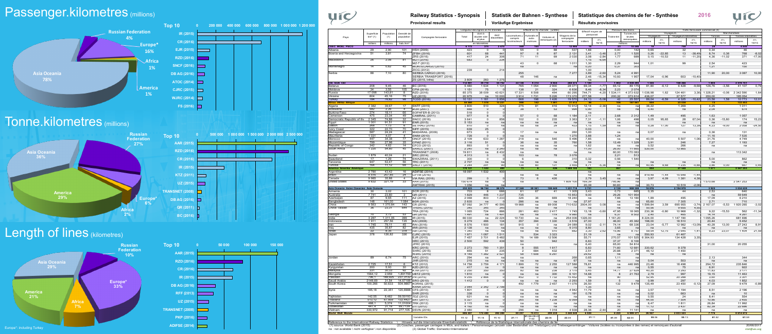# Passenger.kilometres (millions)

Top 10

0 200 000 400 000 600 000 800 000 1 000 000 1 200 000

IR (2015)
CR (2016)
EJR (2015)
RZD (2016)
SNCF (2016)
DB AG (2016)
ATOC (2014)
CJRC (2015)
WJRC (2014)
FS (2016)

Russian Federation 4%
Europe* 16%
Africa 1%
America 1%
Asia Oceania 78%

# Tonne.kilometres (millions)

Top 10

0 500 000 1 000 000 1 500 000 2 000 000 2 500 000

CR (2016)
AAR (2015)
RZD (2016)
CN (2016)
IR (2015)
KTZ (2011)
UZ (2015)
TRANSNET (2008)
DB AG (2016)
BC (2016)

Russian Federation 27%
Asia Oceania 36%
America 29%
Europe* 6%
Africa 2%

# Length of lines (kilometres)

Top 10

0 50 000 100 000 150 000

AAR (2015)
RZD (2016)
CR (2016)
IR (2015)
DB AG (2016)
SNCF (2016)
UZ (2015)
TRANSNET (2008)
PKP (2016)
ADIFSE (2014)

Russian Federation 10%
Asia Oceania 29%
Europe* 33%
America 21%
Africa 7%

Europe*: including Turkey

## Railway Statistics - Synopsis | Statistik der Bahnen - Synthese | Statistique des chemins de fer - Synthèse 2016

Provisional results | Vorläufige Ergebnisse | Résultats provisoires

| Pays | Superficie km² (1) | Population (1) | Densité de population | Compagnie ferroviaire | Longueur des lignes en fin d'année: Total | dont à double voie et plus | dont électrifiées | Effectif en fin d'année (unités): Locomotives y compris locotracteurs | Autorails et automotrices | Voitures et remorques (2) | Wagons de la compagnie ferroviaire | Effectif moyen de personnel | | Parcours des trains: Trains-km | Tonnes-km brutes | Trafic ferroviaire commercial (3): Voyageurs | | Voyageurs-kilomètres | | Marchandises: Tonnes | | Tonnes-kilomètres | |
|---|---|---|---|---|---|---|---|---|---|---|---|---|---|---|---|---|---|---|---|---|---|---|---|
| | milliers | millions | hab./km² | | en kilomètres | | | | | | | milliers | Δ% 16/15 | millions | | millions | Δ% 16/15 | millions | Δ% 16/15 | millions | Δ% 16/15 | millions | Δ% 16/15 |
| CEEC Mobil. Proch. | | | | | 6 172 | 375 | 2 479 | 368 | 169 | 312 | 12 988 | 19 | | 20 | 16 580 | 15 | | 759 | | 24 | | 4 649 | |
| Albania | 29 | 2.90 | 101 | HSH (2009) | 423 | 0 | 0 | 55 | 0 | 68 | 537 | 1.88 | | 0.00 | 142 | 0.65 | | 32 | | 0.34 | | 46 | |
| Bosnia and Herzegovina | 51 | 3.81 | 74 | ZFBH (2016) | 601 | 68 | 441 | 97 | 8 | 87 | 2 131 | 3.41 | -3.46 | 2.77 | 1 520 | 0.26 | -22.85 | 13 | -38.49 | 8.74 | 0.36 | 768 | -8.02 |
| | | | | ZRS (2016) | 417 | 24 | 306 | 71 | 11 | 69 | 2 030 | 3.08 | -2.84 | 1.77 | 889 | 0.15 | -10.53 | 11 | -11.20 | 4.36 | -11.02 | 371 | -17.00 |
| Macedonia | 26 | 2.08 | 81 | MŽ-I (2016) | 683 | 0 | 234 | | | | | 1.15 | -6.64 | | | | | | | | | | |
| | | | | MŽ-T (2012) | | | | 43 | 0 | 68 | 1 011 | 1.30 | | 2.29 | 944 | 1.01 | | 99 | | 2.54 | | 423 | |
| Montenegro | 14 | 0.62 | 45 | MONTECARGO (2010) | | | | na | | | | 0.20 | | 0.37 | 303 | | | | | 1.21 | | 150 | |
| | | | | ŽICG (2012) | 239 | 0 | 214 | | | | | 1.00 | | | | | | | | | | | |
| Serbia | 88 | 7.10 | 80 | SERBIA CARGO (2016) | | | | 255 | | | 7 277 | 3.89 | -2.60 | 5.24 | 4 991 | | | | | 11.90 | 20.00 | 3 087 | 10.00 |
| | | | | SERBIA TRANSPORT (2016) | | | | 48 | 146 | na | | 2.46 | -15.34 | 10.93 | 1 957 | 17.04 | -0.96 | 603 | -10.40 | | | | |
| | | | | ZS (2015, Infra) | 3 809 | 283 | 1 275 | | | | | | | | | | | | | | | | |
| CA / GUS (CIS) | | | | | 112 481 | 39 738 | 58 150 | 22 148 | 5 314 | 8 964 | 269 573 | 1 098 | | 1 802 | 2 535 289 | 1 305 | | 188 486 | | 1 855 | | 2 079 751 | |
| Belarus | 208 | 9.45 | 46 | BC (2016) | 5 480 | 1 634 | 1 131 | 763 | 1 054 | 2 900 | 28 071 | 69.34 | -1.77 | 65.12 | 89 175 | 81.80 | -6.12 | 6 428 | -9.68 | 126.76 | -3.56 | 41 107 | 0.79 |
| Moldova | 34 | 3.55 | 105 | CFM (2016) | 1 151 | 75 | 0 | 138 | 21 | 324 | 6 836 | 8.46 | -8.34 | 2.23 | 2 074 | | | | | | | | |
| Russia | 17 098 | 143.81 | 8 | RZD (2016) | 85 375 | 38 009 | 43 621 | 17 331 | 6 508 | 494 | 60 295 | 744.71 | -4.20 | 1 534.11 | 4 373 632 | 1 036.98 | 1.62 | 124 461 | 3.38 | 1 328.21 | -0.06 | 2 342 590 | 1.64 |
| Ukraine | 604 | 45.16 | 75 | UZ (2015) | 20 975 | na | 10 000 | 3 914 | 1 731 | 5 226 | 173 370 | 277.56 | | 200.32 | 373 614 | 436.07 | | 37 577 | | 350.00 | | 195 054 | |
| Turkey | 784 | 76.62 | 98 | TCDD (2016) | 10 131 | 1 181 | 3 856 | 848 | 8 | 1 426 | 19 570 | 24.13 | -5.00 | 42 | 35 557 | 89.04 | -6.59 | 4 325 | -10.42 | 25.58 | 1.56 | 10 773 | 12.01 |
| Africa Afrika Afrique | | | | | 55 590 | 1 016 | 13 231 | 996 | 142 | 1 681 | 31 513 | 92 | | 166 | 157 561 | 654 | | 33 036 | | 73 | | 133 463 | |
| Algeria | 2 382 | 39.67 | 17 | SNTF (2015) | 3 800 | 510 | 324 | 275 | 61 | 416 | 10 612 | 12.14 | -2.36 | na | na | 36.22 | | 1 269 | | 4.25 | | 1 011 | |
| Botswana | 582 | 2.26 | 4 | BOR (2007) | 888 | 0 | 0 | 28 | 1 | 53 | 994 | 0.90 | | na | | 0.40 | | 94 | | 2.04 | | 674 | |
| Burkina Faso | 274 | 18.11 | 66 | SOPAFER-B (2013) | 516 | 0 | 0 | | | | | na | | | | | | | | | | | |
| Cameroon | 475 | 23.34 | 49 | CAMRAIL (2011) | 977 | 8 | 0 | 57 | 0 | 68 | 1 164 | 2.11 | | 2.68 | 2 312 | 1.49 | | 495 | | 1.63 | | 1 057 | |
| Democratic Republic of the Congo | 2 345 | 74.88 | 32 | SNCC (2016) | 3 641 | 0 | 858 | 102 | 0 | 235 | 3 363 | 7.31 | -1.11 | 1.06 | 498 | 0.05 | 95.65 | 28 | 67.04 | 0.36 | -15.80 | 174 | 15.23 |
| Egypt | 1 001 | 91.51 | 91 | ENR (2016) | 5 155 | na | na | na | na | na | na | na | | na | | | | | | | | | |
| Gabon | 268 | 1.73 | 6 | SETRAG (2016) | 649 | 0 | 0 | na | na | na | na | 1.10 | 1.34 | na | | 0.26 | 17.00 | 127 | 13.29 | 4.23 | -9.00 | 2 058 | -24.50 |
| Ivory Coast | 322 | 22.70 | 70 | SIPF (2015) | 639 | 25 | 0 | | | | | 0.03 | | | | | | | | | | | |
| Madagascar | 587 | 24.24 | 41 | MADARAIL (2009) | 673 | 0 | 0 | 17 | 0 | na | 260 | 1.00 | | na | | 0.07 | | na | | 0.36 | | 131 | |
| Mauritania | 1 031 | 4.07 | 4 | SNIM (2010) | 728 | 0 | 0 | | | | 1 270 | 3.88 | | 1.24 | | | | | | 11.16 | | 7 535 | |
| Morocco | 447 | 34.38 | 77 | ONCF (2015) | 2 109 | 633 | 1 287 | 218 | na | 546 | 5 496 | 7.85 | | na | | 40.00 | | 5 507 | 1.06 | 31.76 | | 4 749 | |
| Mozambique | 799 | 27.98 | 35 | CFM (2011) | 3 116 | 51 | 0 | 36 | na | 35 | 760 | 1.58 | | 12.49 | 1 329 | 3.91 | | 246 | | 7.27 | | 1 193 | |
| Republic of Congo | 342 | 4.62 | 14 | CFCO (2012) | 893 | 0 | 0 | na | na | na | na | 1.62 | | na | | 0.52 | | 266 | | na | | na | |
| South Africa | 1 220 | 54.96 | 45 | SARCC (2007) | 2 244 | na | na | na | na | na | na | 11.00 | | 26.00 | 11 683 | 530.00 | | 13 865 | | | | | |
| | | | | TRANSNET (2008) | 19 811 | na | 8 432 | na | | | na | | | 60.00 | 170 063 | | | | | | | 113 342 | |
| Sudan | 1 879 | 40.24 | 21 | SRC (2014) | 4 313 | 0 | 0 | 103 | na | 78 | 3 076 | | | 2.21 | 513 | | | | | | | | |
| Swaziland | 17 | 1.29 | 74 | SWAZIRAIL (2011) | 300 | 0 | 0 | 6 | | | 310 | 0.32 | | 0.56 | 1 540 | | | | | 5.00 | | 862 | |
| Tanzania | 947 | 53.47 | 56 | TRC (2011) | 2 707 | 0 | 0 | na | na | na | na | na | | na | | na | | na | | na | | na | |
| Tunisia | 164 | 11.12 | 68 | SNCFT (2016) | 2 244 | na | 65 | 128 | 80 | 121 | 4 656 | 4.71 | -5.26 | 4.71 | na | 40.90 | 9.68 | 1 235 | -0.88 | 3.68 | 0.00 | 890 | 0.45 |
| America Amerika Amérique | | | | | 179 131 | 1 532 | 400 | 73 | 0 | 426 | 1 609 100 | 182 | | 857 | | 654 | | 27 548 | | 1 571 | | 2 547 253 | |
| Argentina | 2 780 | 43.42 | 16 | ADIFSE (2014) | 18 097 | 1 532 | 400 | | | | | | | | | | | | | | | | |
| Brazil | 8 516 | 207.85 | 24 | CPTM (2016) | na | | | | | | | na | | na | | 819.48 | -1.44 | 15 648 | -1.44 | | | | |
| Canada | 9 985 | 35.85 | 4 | VIA RAIL (2016) | 299 | 0 | 0 | 73 | 0 | 426 | | 2.79 | 3.45 | na | na | 3.97 | 4.09 | 1 361 | 4.38 | | | | |
| United States | 9 832 | 321.79 | 33 | AAR (2015) | 150 679 | na | 0 | | | | 1 609 100 | 169.39 | | 795.95 | | | | | | 1 570.68 | | 2 547 253 | |
| | | | | AMTRAK (2015) | 1 056 | na | na | | | | | 20.39 | | 60.83 | | 30.73 | | 10 519 | -2.06 | | | | |
| Asia Oceania Asien Ozeanien Asie Océanie | | | | | 232 223 | 56 740 | 88 578 | 37 369 | 20 361 | 100 440 | 1 231 719 | 2 731 | | 2 128 | 909 309 | 19 676 | | 2 184 978 | | 2 925 | | 3 024 639 | |
| Armenia | 30 | 3.02 | 101 | SCR (2015) | 1 050 | 0 | 686 | 61 | 8 | 41 | 1 305 | 3.43 | | 0.73 | 665 | 0.35 | | 44 | | 2.53 | | 340 | |
| Australia | 7 741 | 23.80 | 3 | QR (2011) | 1 829 | 446 | 1 237 | 735 | | | 15 853 | 9.00 | | 29.26 | 101 954 | | | | | na | | 59 649 | |
| Azerbaijan | 87 | 9.63 | 111 | AZ (2015) | 2 068 | 803 | 1 233 | 326 | 36 | 669 | 18 240 | na | | 7.66 | 13 160 | 1.89 | | 495 | | 17.09 | | 6 210 | |
| Bangladesh | 148 | 161.00 | 1 088 | BR (2016) | 2 835 | na | 0 | 286 | na | na | na | 27.97 | | na | | 85.60 | | 7 305 | | 2.59 | | 710 | |
| China | 9 563 | 1 378.84 | 143 | CR (2016) | 67 092 | 34 777 | 40 595 | 19 968 | na | 69 008 | 710 632 | 2 004.00 | 0.06 | na | na | 1 599.84 | 3.59 | 695 955 | -3.74 | 2 167.07 | -5.53 | 1 920 285 | -3.02 |
| Hong Kong (China) | 36 | 23.31 | 644 | MTR (2015) | 345 | 345 | 345 | na | na | na | na | na | | 94.00 | | na | | 9 690 | 4.35 | | | | |
| | | | | TRA (2016) | 1 065 | 724 | 886 | 281 | 463 | 2 417 | 1 745 | 13.18 | -0.60 | 47.95 | 18 065 | 230.36 | -0.88 | 10 968 | -1.32 | 9.22 | -15.53 | 562 | -11.34 |
| Georgia | 70 | 3.72 | 53 | GR (2016) | 1 491 | na | 1 491 | na | na | 114 | 9 986 | na | | 6.37 | 6 502 | 2.40 | | 463 | | 14.14 | | 4 291 | |
| India | 3 287 | 1 311.05 | 399 | IR (2015) | 66 030 | na | 22 224 | 10 730 | na | na | 254 006 | 1326.00 | | 1 161.20 | | 8 224.00 | | 1 147 190 | | 1 095.26 | | 681 696 | |
| Indonesia | 1 911 | 257.56 | 135 | KAI (2008) | 5 279 | 466 | 134 | 357 | 394 | 1 330 | 3 516 | 27.00 | | 46.00 | 45 382 | 193.84 | | 18 510 | | 20.64 | | 5 452 | |
| Iran | 1 745 | 79.11 | 45 | RAI (2016) | 8 576 | 1 900 | 181 | 915 | 0 | na | 24 089 | 9.02 | -2.11 | 74.14 | 68 336 | 23.04 | -5.77 | 12 982 | -13.09 | 40.26 | 13.00 | 27 243 | 8.91 |
| Iraq | 435 | 35.87 | 82 | IRR (2010) | 2 138 | na | na | na | na | na | 9 315 | 8.80 | | 3.65 | | | | | | | | | |
| Israel | 22 | 8.35 | 378 | ISR (2016) | 1 240 | na | na | na | na | 510 | 862 | 3.30 | 2.62 | 15.96 | 8 757 | 59.54 | 12.75 | 2 645 | 1.41 | 9.23 | 23.07 | 1 404 | 21.59 |
| Japan | 378 | 126.82 | 336 | CJRC (2015) | 1 971 | 1 087 | 1 511 | | 534 | 3 323 | | 21.19 | | na | | 550.93 | | 61 467 | | | | | |
| | | | | EJR (2015) | 7 457 | 3 701 | 5 492 | 76 | 14 189 | 12 506 | | 55.71 | | 270.31 | 101 525 | 6 364.93 | | 134 426 | 3.35 | | | | |
| | | | | HRC (2013) | 2 500 | 592 | 439 | 50 | | 942 | | 6.83 | | 37.37 | 6 100 | | | | | | | | |
| | | | | JFRC (2010) | | | | na | | | | 6.40 | | 65.00 | 54 814 | | | | | 31.00 | | 20 255 | |
| | | | | KRC (2015) | 2 273 | 780 | 1 351 | 8 | 555 | 1 617 | | 6.83 | | 71.60 | 12 681 | 330.62 | | 9 378 | | | | | |
| | | | | SHRC (2015) | 855 | 51 | 235 | 2 | 684 | 432 | | 2.51 | | 20.88 | 2 371 | 46.12 | | 1 450 | | | | | |
| | | | | WJRC (2015) | 4 148 | 1 382 | 2 527 | 58 | 1 608 | 6 297 | | 29.42 | | na | | na | | na | | | | | |
| Jordan | 89 | 6.74 | 75 | ARC (2010) | 294 | na | na | na | | | 268 | 0.65 | | 1.11 | | | | | | 2.13 | | 344 | |
| | | | | JHR (2010) | 215 | na | na | na | na | na | 67 | na | | na | | 0.04 | | 503 | | na | | na | |
| Kazakhstan | 2 725 | 17.51 | 6 | KTZ (2012) | 14 758 | 4 886 | | 1 899 | | 2 255 | 127 566 | 78.81 | | na | 446 996 | 23.46 | | 18 498 | | 294.72 | | 235 845 | |
| Kyrgyzstan | 200 | 5.93 | 30 | KZD (2012) | 417 | na | 0 | na | na | na | na | na | | na | | 0.55 | | 75 | | 6.91 | | 922 | |
| Malaysia | 331 | 30.33 | 92 | KTM (2013) | 2 250 | na | 350 | 92 | na | 228 | 3 170 | 5.40 | | 14.77 | 27 624 | 40.20 | | 3 293 | | 11.64 | | 3 171 | |
| Mongolia | 1564.12 | 2.959 | 1.891799 | UBTZ (2013) | 1 810 | na | 0 | na | na | 300 | 6 101 | 14.68 | | 8 | 21 763 | 2.79 | | 997 | | 19.15 | | 11 463 | |
| Pakistan | 796.1 | 188.925 | 237.3132 | PR (2010) | 9 255 | 2 966 | 0 | 452 | 0 | 1 732 | 15 452 | na | | 96 | | 52.00 | | 20 288 | | 3.60 | | 2 301 | |
| Saudi Arabia | 2149.69 | 31.54 | 14.67188 | SRO (2015) | 1 412 | 0 | 0 | na | na | na | 2 293 | 1.59 | | 9 | 2 | 0.99 | | 297 | | 4.03 | | 1 852 | |
| South Korea | 100.266 | 50.633 | 504.9867 | KORAIL (2015) | | | | 492 | 1 779 | 2 457 | 11 105 | 26.50 | | 132 | 9 479 | 135.49 | | 23 450 | -0.12 | 37.09 | | 9 479 | -0.69 |
| | | | | KRNA (2016) | 3 944 | 2 342 | 2 798 | | | | | 1.25 | | | | | | | | | | | |
| Syria | 185.18 | 22.351 | 120.6985 | CFS (2010) | 1 801 | 0 | 0 | na | na | na | 4 942 | 11.79 | | na | | 3.57 | | 1 194 | | 8.51 | | 2 196 | |
| | | | | SHR (2010) | 338 | 0 | 0 | na | na | na | 191 | 0.78 | | na | | 0.02 | | 663 | | na | | 10 | |
| Tajikistan | 142.55 | 8.482 | 59.50193 | TDZ (2012) | 621 | na | 0 | na | na | na | na | na | | na | | 0.55 | | 24 | | 8.41 | | 554 | |
| Thailand | 513.12 | 67.959 | 132.4427 | SRT (2011) | 4 327 | 346 | 346 | 265 | na | 1 248 | 6 069 | na | | 44.08 | | 7 504 | | | | | | 2 455 | |
| Turkmenistan | 488.1 | 5.374 | 11.01004 | TRK (2012) | 3 115 | na | 0 | na | na | na | na | na | | na | | 6.47 | | 1 811 | | 26.84 | | 11 992 | |
| Uzbekistan | 447.4 | 31.19 | 69.7139 | UTI (2012) | 4 192 | na | 702 | na | na | na | na | na | | na | | 17.12 | | 3 437 | | 92.36 | | 22 686 | |
| Vietnam | 330.972 | 91.714 | 277.105 | DSVN (2016) | 2 480 | 0 | 0 | 296 | na | 1 018 | 4 938 | 28.36 | -2.44 | 20 | 11 141 | na | | na | | na | | na | |
| World Welt Monde | | | | | 585 587 | 173 406 | 262 284 | 60 557 | 79 613 | 289 227 | 3 469 696 | 6 026 | | 5 229 | 6 998 373 | 26 927 | | 2 933 523 | | 7 776 | | 8 614 512 | |

Reference to the International Railway Statistics \ Hinweis auf die Internationale Eisenbahnstatistik \ Référence de la Statistique internationale des chemins de fer

(1) source: World Bank (2015)

(2) Coaches, passenger carriages in MUs, and trailers \ Personenwagen (einzeln oder Triebzügen) und Triebwagenanhänger \ Voitures (isolées ou incorporées à des rames) et remorques d'autorail

na : not available \ nicht verfügbar \ non disponible

(3) Global Traffic: Domestic+International

20/06/2017

stat@uic.org